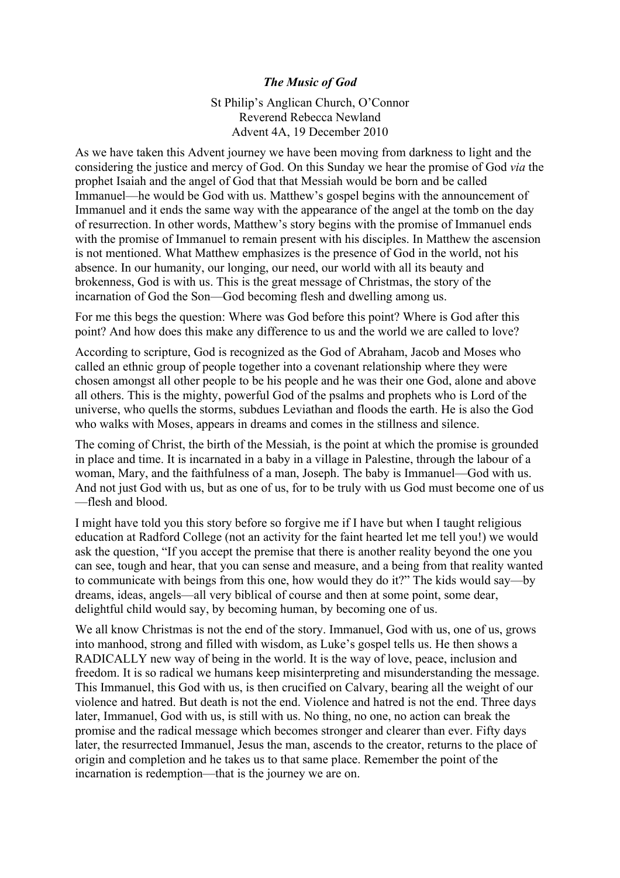***The Music of God***

St Philip's Anglican Church, O'Connor
Reverend Rebecca Newland
Advent 4A, 19 December 2010

As we have taken this Advent journey we have been moving from darkness to light and the considering the justice and mercy of God. On this Sunday we hear the promise of God *via* the prophet Isaiah and the angel of God that that Messiah would be born and be called Immanuel—he would be God with us. Matthew's gospel begins with the announcement of Immanuel and it ends the same way with the appearance of the angel at the tomb on the day of resurrection. In other words, Matthew's story begins with the promise of Immanuel ends with the promise of Immanuel to remain present with his disciples. In Matthew the ascension is not mentioned. What Matthew emphasizes is the presence of God in the world, not his absence. In our humanity, our longing, our need, our world with all its beauty and brokenness, God is with us. This is the great message of Christmas, the story of the incarnation of God the Son—God becoming flesh and dwelling among us.

For me this begs the question: Where was God before this point? Where is God after this point? And how does this make any difference to us and the world we are called to love?

According to scripture, God is recognized as the God of Abraham, Jacob and Moses who called an ethnic group of people together into a covenant relationship where they were chosen amongst all other people to be his people and he was their one God, alone and above all others. This is the mighty, powerful God of the psalms and prophets who is Lord of the universe, who quells the storms, subdues Leviathan and floods the earth. He is also the God who walks with Moses, appears in dreams and comes in the stillness and silence.

The coming of Christ, the birth of the Messiah, is the point at which the promise is grounded in place and time. It is incarnated in a baby in a village in Palestine, through the labour of a woman, Mary, and the faithfulness of a man, Joseph. The baby is Immanuel—God with us. And not just God with us, but as one of us, for to be truly with us God must become one of us —flesh and blood.

I might have told you this story before so forgive me if I have but when I taught religious education at Radford College (not an activity for the faint hearted let me tell you!) we would ask the question, "If you accept the premise that there is another reality beyond the one you can see, tough and hear, that you can sense and measure, and a being from that reality wanted to communicate with beings from this one, how would they do it?" The kids would say—by dreams, ideas, angels—all very biblical of course and then at some point, some dear, delightful child would say, by becoming human, by becoming one of us.

We all know Christmas is not the end of the story. Immanuel, God with us, one of us, grows into manhood, strong and filled with wisdom, as Luke's gospel tells us. He then shows a RADICALLY new way of being in the world. It is the way of love, peace, inclusion and freedom. It is so radical we humans keep misinterpreting and misunderstanding the message. This Immanuel, this God with us, is then crucified on Calvary, bearing all the weight of our violence and hatred. But death is not the end. Violence and hatred is not the end. Three days later, Immanuel, God with us, is still with us. No thing, no one, no action can break the promise and the radical message which becomes stronger and clearer than ever. Fifty days later, the resurrected Immanuel, Jesus the man, ascends to the creator, returns to the place of origin and completion and he takes us to that same place. Remember the point of the incarnation is redemption—that is the journey we are on.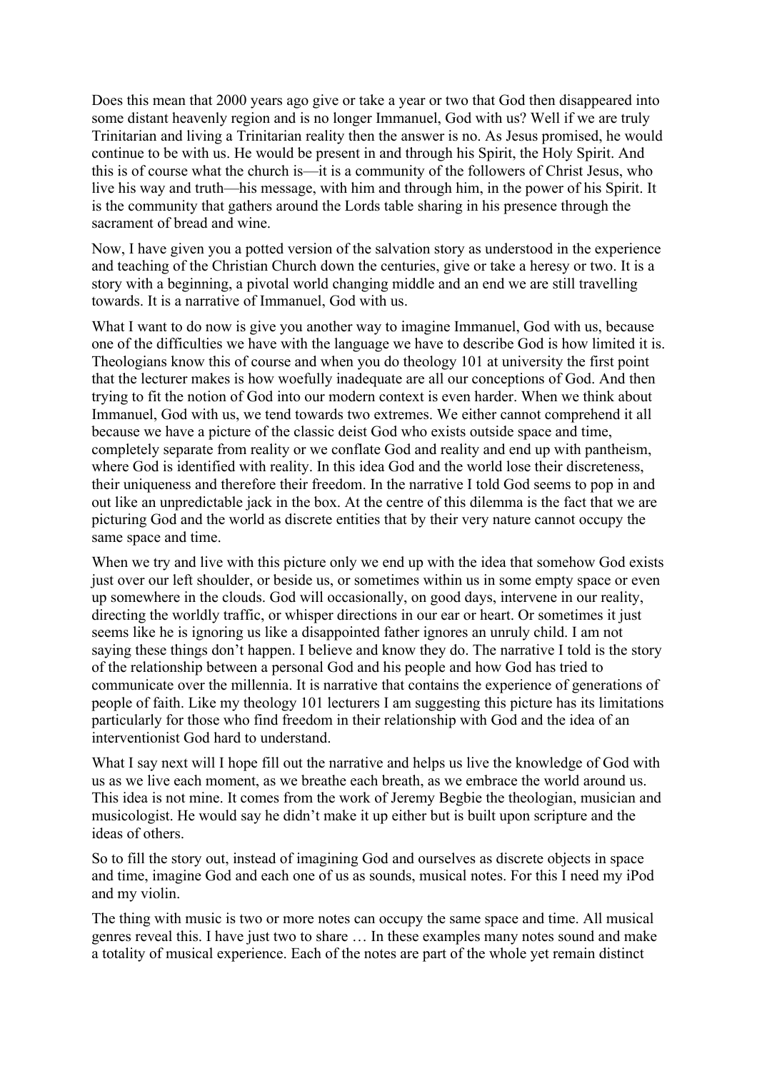Does this mean that 2000 years ago give or take a year or two that God then disappeared into some distant heavenly region and is no longer Immanuel, God with us? Well if we are truly Trinitarian and living a Trinitarian reality then the answer is no. As Jesus promised, he would continue to be with us. He would be present in and through his Spirit, the Holy Spirit. And this is of course what the church is—it is a community of the followers of Christ Jesus, who live his way and truth—his message, with him and through him, in the power of his Spirit. It is the community that gathers around the Lords table sharing in his presence through the sacrament of bread and wine.

Now, I have given you a potted version of the salvation story as understood in the experience and teaching of the Christian Church down the centuries, give or take a heresy or two. It is a story with a beginning, a pivotal world changing middle and an end we are still travelling towards. It is a narrative of Immanuel, God with us.

What I want to do now is give you another way to imagine Immanuel, God with us, because one of the difficulties we have with the language we have to describe God is how limited it is. Theologians know this of course and when you do theology 101 at university the first point that the lecturer makes is how woefully inadequate are all our conceptions of God. And then trying to fit the notion of God into our modern context is even harder. When we think about Immanuel, God with us, we tend towards two extremes. We either cannot comprehend it all because we have a picture of the classic deist God who exists outside space and time, completely separate from reality or we conflate God and reality and end up with pantheism, where God is identified with reality. In this idea God and the world lose their discreteness, their uniqueness and therefore their freedom. In the narrative I told God seems to pop in and out like an unpredictable jack in the box. At the centre of this dilemma is the fact that we are picturing God and the world as discrete entities that by their very nature cannot occupy the same space and time.

When we try and live with this picture only we end up with the idea that somehow God exists just over our left shoulder, or beside us, or sometimes within us in some empty space or even up somewhere in the clouds. God will occasionally, on good days, intervene in our reality, directing the worldly traffic, or whisper directions in our ear or heart. Or sometimes it just seems like he is ignoring us like a disappointed father ignores an unruly child. I am not saying these things don't happen. I believe and know they do. The narrative I told is the story of the relationship between a personal God and his people and how God has tried to communicate over the millennia. It is narrative that contains the experience of generations of people of faith. Like my theology 101 lecturers I am suggesting this picture has its limitations particularly for those who find freedom in their relationship with God and the idea of an interventionist God hard to understand.

What I say next will I hope fill out the narrative and helps us live the knowledge of God with us as we live each moment, as we breathe each breath, as we embrace the world around us. This idea is not mine. It comes from the work of Jeremy Begbie the theologian, musician and musicologist. He would say he didn't make it up either but is built upon scripture and the ideas of others.

So to fill the story out, instead of imagining God and ourselves as discrete objects in space and time, imagine God and each one of us as sounds, musical notes. For this I need my iPod and my violin.

The thing with music is two or more notes can occupy the same space and time. All musical genres reveal this. I have just two to share … In these examples many notes sound and make a totality of musical experience. Each of the notes are part of the whole yet remain distinct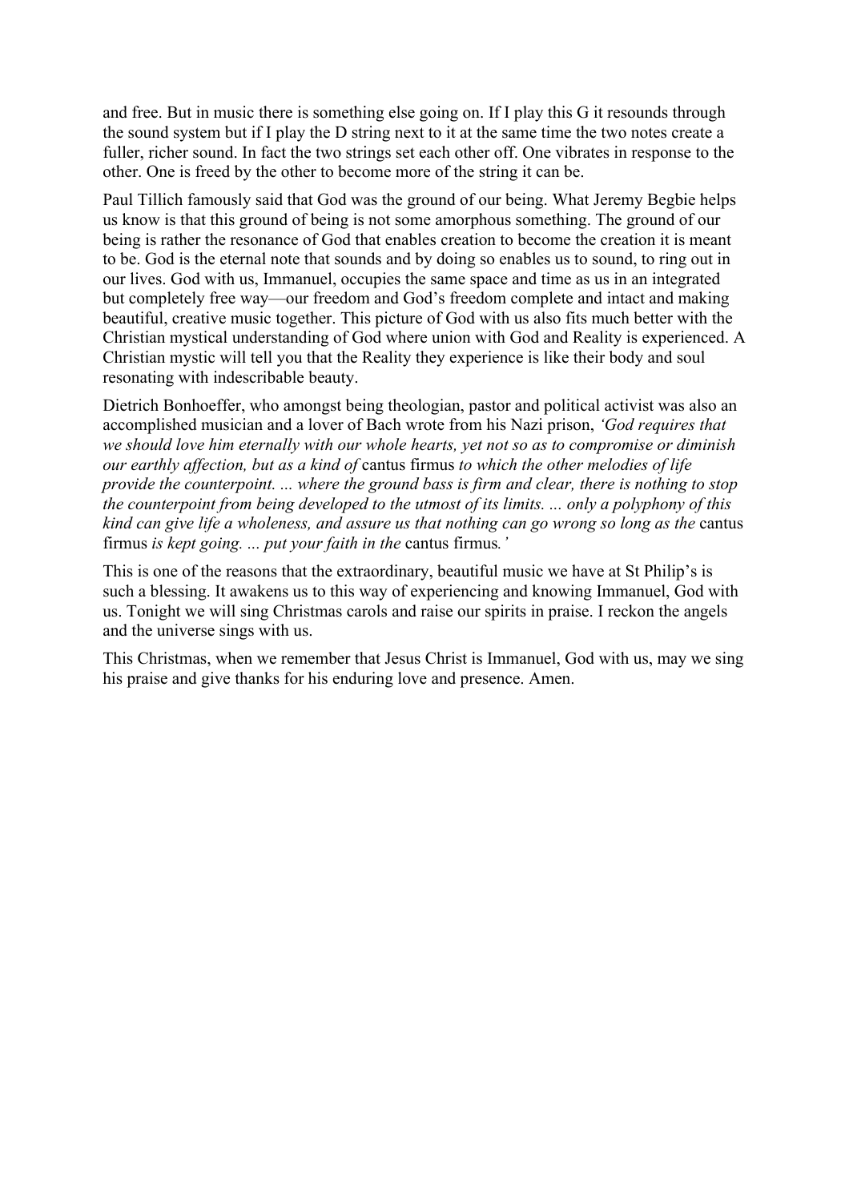and free. But in music there is something else going on. If I play this G it resounds through the sound system but if I play the D string next to it at the same time the two notes create a fuller, richer sound. In fact the two strings set each other off. One vibrates in response to the other. One is freed by the other to become more of the string it can be.

Paul Tillich famously said that God was the ground of our being. What Jeremy Begbie helps us know is that this ground of being is not some amorphous something. The ground of our being is rather the resonance of God that enables creation to become the creation it is meant to be. God is the eternal note that sounds and by doing so enables us to sound, to ring out in our lives. God with us, Immanuel, occupies the same space and time as us in an integrated but completely free way—our freedom and God's freedom complete and intact and making beautiful, creative music together. This picture of God with us also fits much better with the Christian mystical understanding of God where union with God and Reality is experienced. A Christian mystic will tell you that the Reality they experience is like their body and soul resonating with indescribable beauty.

Dietrich Bonhoeffer, who amongst being theologian, pastor and political activist was also an accomplished musician and a lover of Bach wrote from his Nazi prison, *'God requires that we should love him eternally with our whole hearts, yet not so as to compromise or diminish our earthly affection, but as a kind of* cantus firmus *to which the other melodies of life provide the counterpoint. ... where the ground bass is firm and clear, there is nothing to stop the counterpoint from being developed to the utmost of its limits. ... only a polyphony of this kind can give life a wholeness, and assure us that nothing can go wrong so long as the* cantus firmus *is kept going. ... put your faith in the* cantus firmus*.'*

This is one of the reasons that the extraordinary, beautiful music we have at St Philip's is such a blessing. It awakens us to this way of experiencing and knowing Immanuel, God with us. Tonight we will sing Christmas carols and raise our spirits in praise. I reckon the angels and the universe sings with us.

This Christmas, when we remember that Jesus Christ is Immanuel, God with us, may we sing his praise and give thanks for his enduring love and presence. Amen.